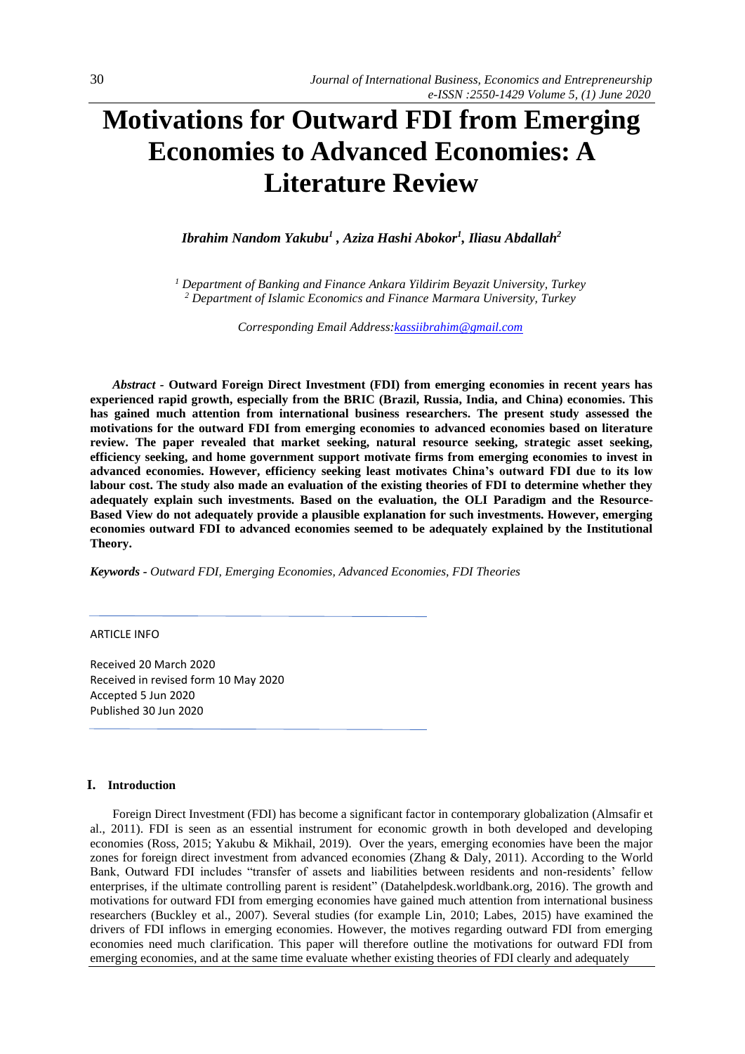# Motivations for Outward FDI from Emerging Economies to Advanced Economies: A Literature Review

***Ibrahim Nandom Yakubu[1], Aziza Hashi Abokor[1], Iliasu Abdallah[2]***

*[1] Department of Banking and Finance Ankara Yildirim Beyazit University, Turkey*
*[2] Department of Islamic Economics and Finance Marmara University, Turkey*

*Corresponding Email Address:kassiibrahim@gmail.com*

***Abstract*** - **Outward Foreign Direct Investment (FDI) from emerging economies in recent years has experienced rapid growth, especially from the BRIC (Brazil, Russia, India, and China) economies. This has gained much attention from international business researchers. The present study assessed the motivations for the outward FDI from emerging economies to advanced economies based on literature review. The paper revealed that market seeking, natural resource seeking, strategic asset seeking, efficiency seeking, and home government support motivate firms from emerging economies to invest in advanced economies. However, efficiency seeking least motivates China's outward FDI due to its low labour cost. The study also made an evaluation of the existing theories of FDI to determine whether they adequately explain such investments. Based on the evaluation, the OLI Paradigm and the Resource-Based View do not adequately provide a plausible explanation for such investments. However, emerging economies outward FDI to advanced economies seemed to be adequately explained by the Institutional Theory.**

***Keywords*** - *Outward FDI, Emerging Economies, Advanced Economies, FDI Theories*

ARTICLE INFO

Received 20 March 2020
Received in revised form 10 May 2020
Accepted 5 Jun 2020
Published 30 Jun 2020

## I. Introduction

Foreign Direct Investment (FDI) has become a significant factor in contemporary globalization (Almsafir et al., 2011). FDI is seen as an essential instrument for economic growth in both developed and developing economies (Ross, 2015; Yakubu & Mikhail, 2019). Over the years, emerging economies have been the major zones for foreign direct investment from advanced economies (Zhang & Daly, 2011). According to the World Bank, Outward FDI includes "transfer of assets and liabilities between residents and non-residents' fellow enterprises, if the ultimate controlling parent is resident" (Datahelpdesk.worldbank.org, 2016). The growth and motivations for outward FDI from emerging economies have gained much attention from international business researchers (Buckley et al., 2007). Several studies (for example Lin, 2010; Labes, 2015) have examined the drivers of FDI inflows in emerging economies. However, the motives regarding outward FDI from emerging economies need much clarification. This paper will therefore outline the motivations for outward FDI from emerging economies, and at the same time evaluate whether existing theories of FDI clearly and adequately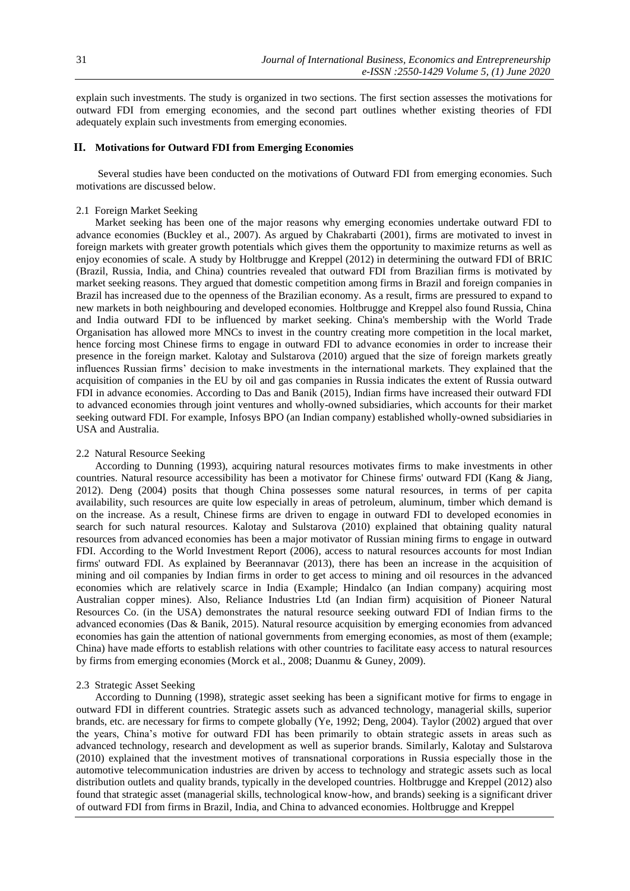explain such investments. The study is organized in two sections. The first section assesses the motivations for outward FDI from emerging economies, and the second part outlines whether existing theories of FDI adequately explain such investments from emerging economies.

## II. Motivations for Outward FDI from Emerging Economies

Several studies have been conducted on the motivations of Outward FDI from emerging economies. Such motivations are discussed below.

### 2.1 Foreign Market Seeking

Market seeking has been one of the major reasons why emerging economies undertake outward FDI to advance economies (Buckley et al., 2007). As argued by Chakrabarti (2001), firms are motivated to invest in foreign markets with greater growth potentials which gives them the opportunity to maximize returns as well as enjoy economies of scale. A study by Holtbrugge and Kreppel (2012) in determining the outward FDI of BRIC (Brazil, Russia, India, and China) countries revealed that outward FDI from Brazilian firms is motivated by market seeking reasons. They argued that domestic competition among firms in Brazil and foreign companies in Brazil has increased due to the openness of the Brazilian economy. As a result, firms are pressured to expand to new markets in both neighbouring and developed economies. Holtbrugge and Kreppel also found Russia, China and India outward FDI to be influenced by market seeking. China's membership with the World Trade Organisation has allowed more MNCs to invest in the country creating more competition in the local market, hence forcing most Chinese firms to engage in outward FDI to advance economies in order to increase their presence in the foreign market. Kalotay and Sulstarova (2010) argued that the size of foreign markets greatly influences Russian firms' decision to make investments in the international markets. They explained that the acquisition of companies in the EU by oil and gas companies in Russia indicates the extent of Russia outward FDI in advance economies. According to Das and Banik (2015), Indian firms have increased their outward FDI to advanced economies through joint ventures and wholly-owned subsidiaries, which accounts for their market seeking outward FDI. For example, Infosys BPO (an Indian company) established wholly-owned subsidiaries in USA and Australia.

### 2.2 Natural Resource Seeking

According to Dunning (1993), acquiring natural resources motivates firms to make investments in other countries. Natural resource accessibility has been a motivator for Chinese firms' outward FDI (Kang & Jiang, 2012). Deng (2004) posits that though China possesses some natural resources, in terms of per capita availability, such resources are quite low especially in areas of petroleum, aluminum, timber which demand is on the increase. As a result, Chinese firms are driven to engage in outward FDI to developed economies in search for such natural resources. Kalotay and Sulstarova (2010) explained that obtaining quality natural resources from advanced economies has been a major motivator of Russian mining firms to engage in outward FDI. According to the World Investment Report (2006), access to natural resources accounts for most Indian firms' outward FDI. As explained by Beerannavar (2013), there has been an increase in the acquisition of mining and oil companies by Indian firms in order to get access to mining and oil resources in the advanced economies which are relatively scarce in India (Example; Hindalco (an Indian company) acquiring most Australian copper mines). Also, Reliance Industries Ltd (an Indian firm) acquisition of Pioneer Natural Resources Co. (in the USA) demonstrates the natural resource seeking outward FDI of Indian firms to the advanced economies (Das & Banik, 2015). Natural resource acquisition by emerging economies from advanced economies has gain the attention of national governments from emerging economies, as most of them (example; China) have made efforts to establish relations with other countries to facilitate easy access to natural resources by firms from emerging economies (Morck et al., 2008; Duanmu & Guney, 2009).

### 2.3 Strategic Asset Seeking

According to Dunning (1998), strategic asset seeking has been a significant motive for firms to engage in outward FDI in different countries. Strategic assets such as advanced technology, managerial skills, superior brands, etc. are necessary for firms to compete globally (Ye, 1992; Deng, 2004). Taylor (2002) argued that over the years, China's motive for outward FDI has been primarily to obtain strategic assets in areas such as advanced technology, research and development as well as superior brands. Similarly, Kalotay and Sulstarova (2010) explained that the investment motives of transnational corporations in Russia especially those in the automotive telecommunication industries are driven by access to technology and strategic assets such as local distribution outlets and quality brands, typically in the developed countries. Holtbrugge and Kreppel (2012) also found that strategic asset (managerial skills, technological know-how, and brands) seeking is a significant driver of outward FDI from firms in Brazil, India, and China to advanced economies. Holtbrugge and Kreppel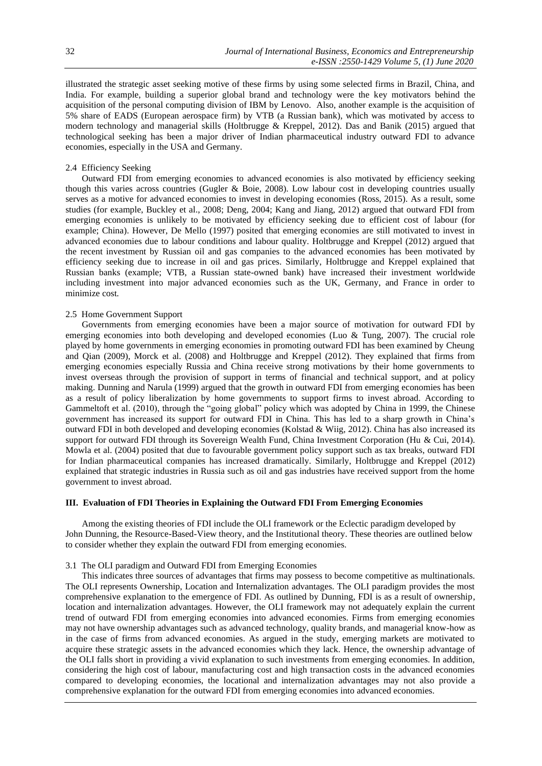illustrated the strategic asset seeking motive of these firms by using some selected firms in Brazil, China, and India. For example, building a superior global brand and technology were the key motivators behind the acquisition of the personal computing division of IBM by Lenovo. Also, another example is the acquisition of 5% share of EADS (European aerospace firm) by VTB (a Russian bank), which was motivated by access to modern technology and managerial skills (Holtbrugge & Kreppel, 2012). Das and Banik (2015) argued that technological seeking has been a major driver of Indian pharmaceutical industry outward FDI to advance economies, especially in the USA and Germany.

### 2.4 Efficiency Seeking

Outward FDI from emerging economies to advanced economies is also motivated by efficiency seeking though this varies across countries (Gugler & Boie, 2008). Low labour cost in developing countries usually serves as a motive for advanced economies to invest in developing economies (Ross, 2015). As a result, some studies (for example, Buckley et al., 2008; Deng, 2004; Kang and Jiang, 2012) argued that outward FDI from emerging economies is unlikely to be motivated by efficiency seeking due to efficient cost of labour (for example; China). However, De Mello (1997) posited that emerging economies are still motivated to invest in advanced economies due to labour conditions and labour quality. Holtbrugge and Kreppel (2012) argued that the recent investment by Russian oil and gas companies to the advanced economies has been motivated by efficiency seeking due to increase in oil and gas prices. Similarly, Holtbrugge and Kreppel explained that Russian banks (example; VTB, a Russian state-owned bank) have increased their investment worldwide including investment into major advanced economies such as the UK, Germany, and France in order to minimize cost.

### 2.5 Home Government Support

Governments from emerging economies have been a major source of motivation for outward FDI by emerging economies into both developing and developed economies (Luo & Tung, 2007). The crucial role played by home governments in emerging economies in promoting outward FDI has been examined by Cheung and Qian (2009), Morck et al. (2008) and Holtbrugge and Kreppel (2012). They explained that firms from emerging economies especially Russia and China receive strong motivations by their home governments to invest overseas through the provision of support in terms of financial and technical support, and at policy making. Dunning and Narula (1999) argued that the growth in outward FDI from emerging economies has been as a result of policy liberalization by home governments to support firms to invest abroad. According to Gammeltoft et al. (2010), through the "going global" policy which was adopted by China in 1999, the Chinese government has increased its support for outward FDI in China. This has led to a sharp growth in China's outward FDI in both developed and developing economies (Kolstad & Wiig, 2012). China has also increased its support for outward FDI through its Sovereign Wealth Fund, China Investment Corporation (Hu & Cui, 2014). Mowla et al. (2004) posited that due to favourable government policy support such as tax breaks, outward FDI for Indian pharmaceutical companies has increased dramatically. Similarly, Holtbrugge and Kreppel (2012) explained that strategic industries in Russia such as oil and gas industries have received support from the home government to invest abroad.

## III. Evaluation of FDI Theories in Explaining the Outward FDI From Emerging Economies

Among the existing theories of FDI include the OLI framework or the Eclectic paradigm developed by John Dunning, the Resource-Based-View theory, and the Institutional theory. These theories are outlined below to consider whether they explain the outward FDI from emerging economies.

### 3.1 The OLI paradigm and Outward FDI from Emerging Economies

This indicates three sources of advantages that firms may possess to become competitive as multinationals. The OLI represents Ownership, Location and Internalization advantages. The OLI paradigm provides the most comprehensive explanation to the emergence of FDI. As outlined by Dunning, FDI is as a result of ownership, location and internalization advantages. However, the OLI framework may not adequately explain the current trend of outward FDI from emerging economies into advanced economies. Firms from emerging economies may not have ownership advantages such as advanced technology, quality brands, and managerial know-how as in the case of firms from advanced economies. As argued in the study, emerging markets are motivated to acquire these strategic assets in the advanced economies which they lack. Hence, the ownership advantage of the OLI falls short in providing a vivid explanation to such investments from emerging economies. In addition, considering the high cost of labour, manufacturing cost and high transaction costs in the advanced economies compared to developing economies, the locational and internalization advantages may not also provide a comprehensive explanation for the outward FDI from emerging economies into advanced economies.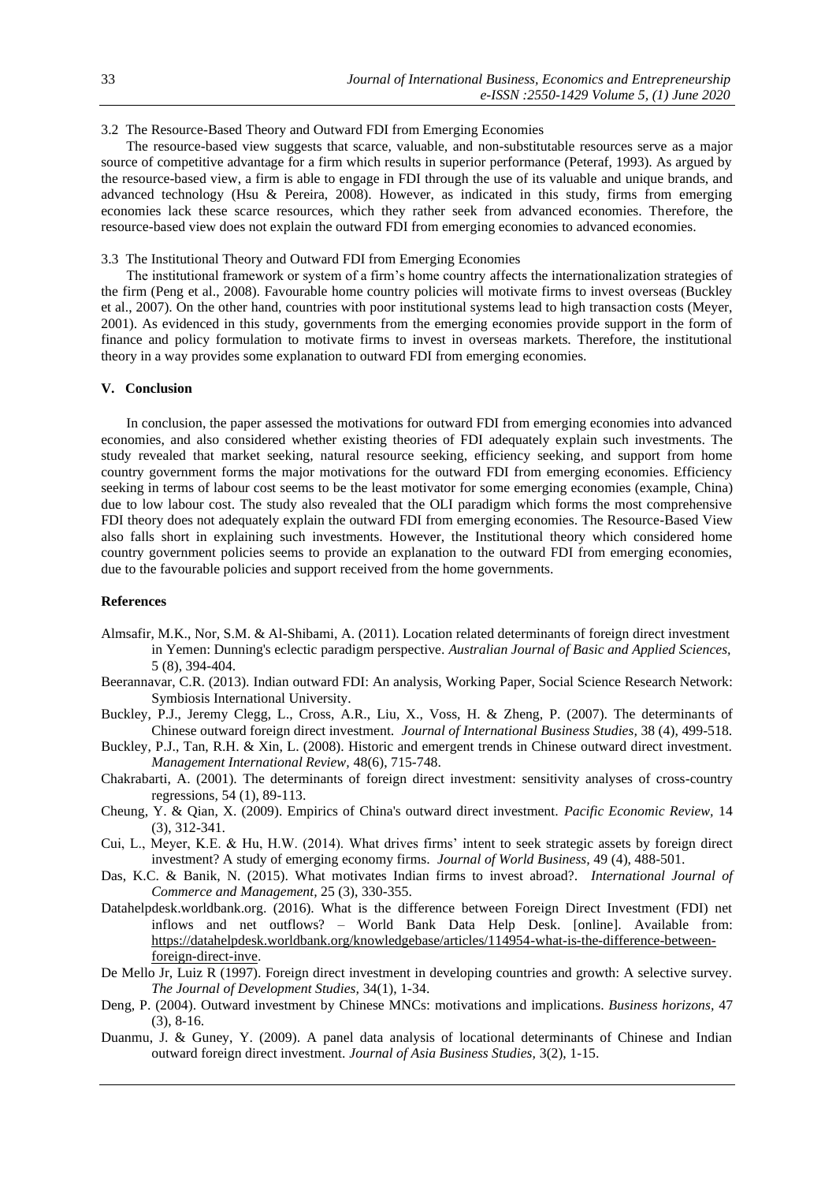### 3.2 The Resource-Based Theory and Outward FDI from Emerging Economies

The resource-based view suggests that scarce, valuable, and non-substitutable resources serve as a major source of competitive advantage for a firm which results in superior performance (Peteraf, 1993). As argued by the resource-based view, a firm is able to engage in FDI through the use of its valuable and unique brands, and advanced technology (Hsu & Pereira, 2008). However, as indicated in this study, firms from emerging economies lack these scarce resources, which they rather seek from advanced economies. Therefore, the resource-based view does not explain the outward FDI from emerging economies to advanced economies.

### 3.3 The Institutional Theory and Outward FDI from Emerging Economies

The institutional framework or system of a firm's home country affects the internationalization strategies of the firm (Peng et al., 2008). Favourable home country policies will motivate firms to invest overseas (Buckley et al., 2007). On the other hand, countries with poor institutional systems lead to high transaction costs (Meyer, 2001). As evidenced in this study, governments from the emerging economies provide support in the form of finance and policy formulation to motivate firms to invest in overseas markets. Therefore, the institutional theory in a way provides some explanation to outward FDI from emerging economies.

## V. Conclusion

In conclusion, the paper assessed the motivations for outward FDI from emerging economies into advanced economies, and also considered whether existing theories of FDI adequately explain such investments. The study revealed that market seeking, natural resource seeking, efficiency seeking, and support from home country government forms the major motivations for the outward FDI from emerging economies. Efficiency seeking in terms of labour cost seems to be the least motivator for some emerging economies (example, China) due to low labour cost. The study also revealed that the OLI paradigm which forms the most comprehensive FDI theory does not adequately explain the outward FDI from emerging economies. The Resource-Based View also falls short in explaining such investments. However, the Institutional theory which considered home country government policies seems to provide an explanation to the outward FDI from emerging economies, due to the favourable policies and support received from the home governments.

## References

Almsafir, M.K., Nor, S.M. & Al-Shibami, A. (2011). Location related determinants of foreign direct investment in Yemen: Dunning's eclectic paradigm perspective. *Australian Journal of Basic and Applied Sciences,* 5 (8), 394-404.

Beerannavar, C.R. (2013). Indian outward FDI: An analysis, Working Paper, Social Science Research Network: Symbiosis International University.

Buckley, P.J., Jeremy Clegg, L., Cross, A.R., Liu, X., Voss, H. & Zheng, P. (2007). The determinants of Chinese outward foreign direct investment. *Journal of International Business Studies,* 38 (4), 499-518.

Buckley, P.J., Tan, R.H. & Xin, L. (2008). Historic and emergent trends in Chinese outward direct investment. *Management International Review,* 48(6), 715-748.

Chakrabarti, A. (2001). The determinants of foreign direct investment: sensitivity analyses of cross-country regressions*,* 54 (1), 89-113.

Cheung, Y. & Qian, X. (2009). Empirics of China's outward direct investment. *Pacific Economic Review,* 14 (3), 312-341.

Cui, L., Meyer, K.E. & Hu, H.W. (2014). What drives firms' intent to seek strategic assets by foreign direct investment? A study of emerging economy firms. *Journal of World Business,* 49 (4), 488-501.

Das, K.C. & Banik, N. (2015). What motivates Indian firms to invest abroad?. *International Journal of Commerce and Management,* 25 (3), 330-355.

Datahelpdesk.worldbank.org. (2016). What is the difference between Foreign Direct Investment (FDI) net inflows and net outflows? – World Bank Data Help Desk. [online]. Available from: https://datahelpdesk.worldbank.org/knowledgebase/articles/114954-what-is-the-difference-between-foreign-direct-inve.

De Mello Jr, Luiz R (1997). Foreign direct investment in developing countries and growth: A selective survey. *The Journal of Development Studies,* 34(1), 1-34.

Deng, P. (2004). Outward investment by Chinese MNCs: motivations and implications. *Business horizons,* 47 (3), 8-16.

Duanmu, J. & Guney, Y. (2009). A panel data analysis of locational determinants of Chinese and Indian outward foreign direct investment. *Journal of Asia Business Studies,* 3(2), 1-15.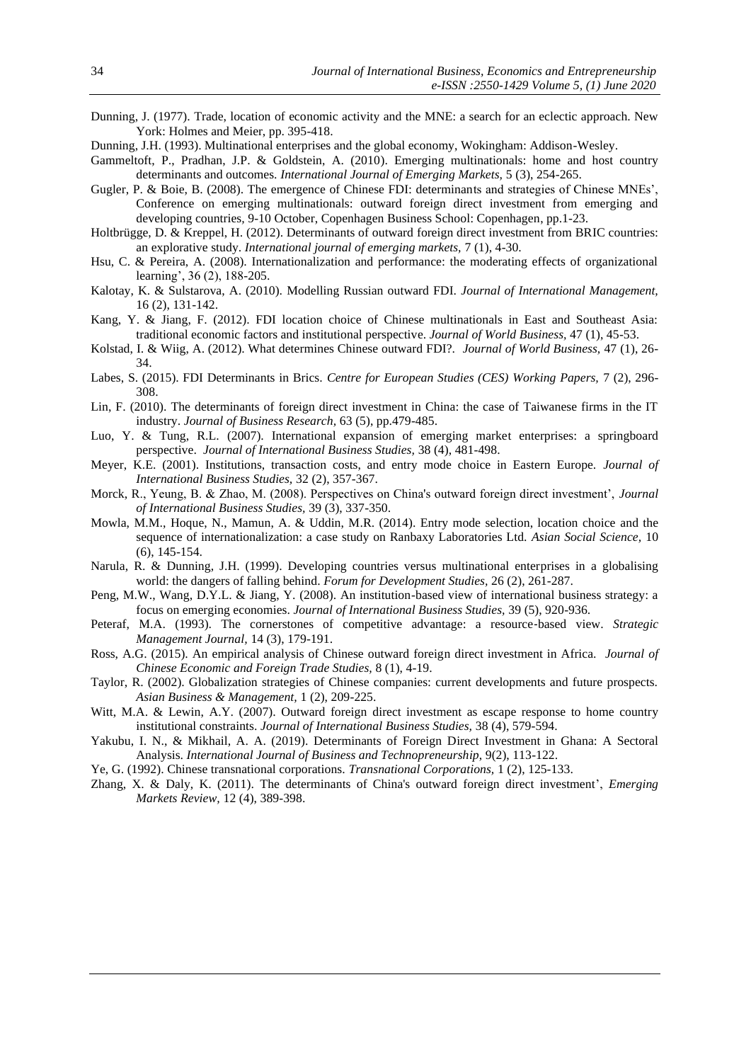Dunning, J. (1977). Trade, location of economic activity and the MNE: a search for an eclectic approach. New York: Holmes and Meier, pp. 395-418.

Dunning, J.H. (1993). Multinational enterprises and the global economy, Wokingham: Addison-Wesley.

Gammeltoft, P., Pradhan, J.P. & Goldstein, A. (2010). Emerging multinationals: home and host country determinants and outcomes. *International Journal of Emerging Markets,* 5 (3), 254-265.

Gugler, P. & Boie, B. (2008). The emergence of Chinese FDI: determinants and strategies of Chinese MNEs', Conference on emerging multinationals: outward foreign direct investment from emerging and developing countries, 9-10 October, Copenhagen Business School: Copenhagen, pp.1-23.

Holtbrügge, D. & Kreppel, H. (2012). Determinants of outward foreign direct investment from BRIC countries: an explorative study. *International journal of emerging markets,* 7 (1), 4-30.

Hsu, C. & Pereira, A. (2008). Internationalization and performance: the moderating effects of organizational learning', 36 (2), 188-205.

Kalotay, K. & Sulstarova, A. (2010). Modelling Russian outward FDI. *Journal of International Management,* 16 (2), 131-142.

Kang, Y. & Jiang, F. (2012). FDI location choice of Chinese multinationals in East and Southeast Asia: traditional economic factors and institutional perspective. *Journal of World Business,* 47 (1), 45-53.

Kolstad, I. & Wiig, A. (2012). What determines Chinese outward FDI?. *Journal of World Business,* 47 (1), 26-34.

Labes, S. (2015). FDI Determinants in Brics. *Centre for European Studies (CES) Working Papers,* 7 (2), 296-308.

Lin, F. (2010). The determinants of foreign direct investment in China: the case of Taiwanese firms in the IT industry. *Journal of Business Research,* 63 (5), pp.479-485.

Luo, Y. & Tung, R.L. (2007). International expansion of emerging market enterprises: a springboard perspective. *Journal of International Business Studies,* 38 (4), 481-498.

Meyer, K.E. (2001). Institutions, transaction costs, and entry mode choice in Eastern Europe. *Journal of International Business Studies,* 32 (2), 357-367.

Morck, R., Yeung, B. & Zhao, M. (2008). Perspectives on China's outward foreign direct investment', *Journal of International Business Studies,* 39 (3), 337-350.

Mowla, M.M., Hoque, N., Mamun, A. & Uddin, M.R. (2014). Entry mode selection, location choice and the sequence of internationalization: a case study on Ranbaxy Laboratories Ltd. *Asian Social Science,* 10 (6), 145-154.

Narula, R. & Dunning, J.H. (1999). Developing countries versus multinational enterprises in a globalising world: the dangers of falling behind. *Forum for Development Studies,* 26 (2), 261-287.

Peng, M.W., Wang, D.Y.L. & Jiang, Y. (2008). An institution-based view of international business strategy: a focus on emerging economies. *Journal of International Business Studies,* 39 (5), 920-936.

Peteraf, M.A. (1993). The cornerstones of competitive advantage: a resource-based view. *Strategic Management Journal,* 14 (3), 179-191.

Ross, A.G. (2015). An empirical analysis of Chinese outward foreign direct investment in Africa. *Journal of Chinese Economic and Foreign Trade Studies,* 8 (1), 4-19.

Taylor, R. (2002). Globalization strategies of Chinese companies: current developments and future prospects. *Asian Business & Management,* 1 (2), 209-225.

Witt, M.A. & Lewin, A.Y. (2007). Outward foreign direct investment as escape response to home country institutional constraints. *Journal of International Business Studies,* 38 (4), 579-594.

Yakubu, I. N., & Mikhail, A. A. (2019). Determinants of Foreign Direct Investment in Ghana: A Sectoral Analysis. *International Journal of Business and Technopreneurship*, 9(2), 113-122.

Ye, G. (1992). Chinese transnational corporations. *Transnational Corporations,* 1 (2), 125-133.

Zhang, X. & Daly, K. (2011). The determinants of China's outward foreign direct investment', *Emerging Markets Review,* 12 (4), 389-398.